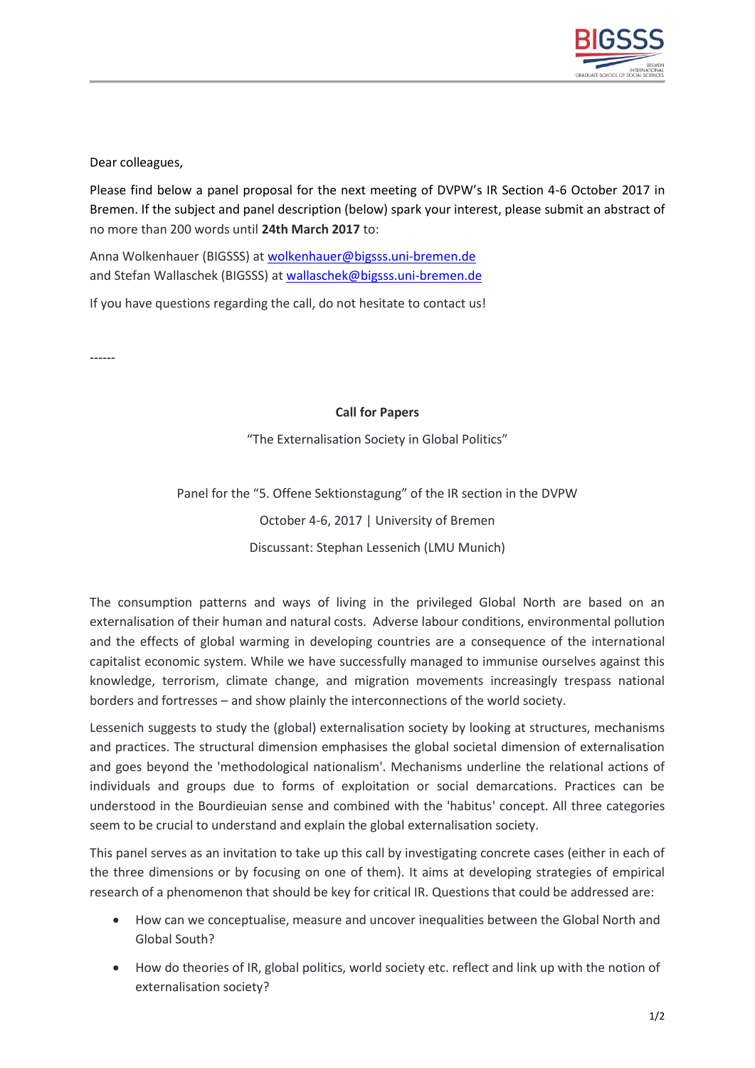Dear colleagues,

Please find below a panel proposal for the next meeting of DVPW's IR Section 4-6 October 2017 in Bremen. If the subject and panel description (below) spark your interest, please submit an abstract of no more than 200 words until **24th March 2017** to:

Anna Wolkenhauer (BIGSSS) at wolkenhauer@bigsss.uni-bremen.de
and Stefan Wallaschek (BIGSSS) at wallaschek@bigsss.uni-bremen.de

If you have questions regarding the call, do not hesitate to contact us!

------

**Call for Papers**

"The Externalisation Society in Global Politics"

Panel for the "5. Offene Sektionstagung" of the IR section in the DVPW

October 4-6, 2017 | University of Bremen

Discussant: Stephan Lessenich (LMU Munich)

The consumption patterns and ways of living in the privileged Global North are based on an externalisation of their human and natural costs. Adverse labour conditions, environmental pollution and the effects of global warming in developing countries are a consequence of the international capitalist economic system. While we have successfully managed to immunise ourselves against this knowledge, terrorism, climate change, and migration movements increasingly trespass national borders and fortresses – and show plainly the interconnections of the world society.

Lessenich suggests to study the (global) externalisation society by looking at structures, mechanisms and practices. The structural dimension emphasises the global societal dimension of externalisation and goes beyond the 'methodological nationalism'. Mechanisms underline the relational actions of individuals and groups due to forms of exploitation or social demarcations. Practices can be understood in the Bourdieuian sense and combined with the 'habitus' concept. All three categories seem to be crucial to understand and explain the global externalisation society.

This panel serves as an invitation to take up this call by investigating concrete cases (either in each of the three dimensions or by focusing on one of them). It aims at developing strategies of empirical research of a phenomenon that should be key for critical IR. Questions that could be addressed are:

- How can we conceptualise, measure and uncover inequalities between the Global North and Global South?
- How do theories of IR, global politics, world society etc. reflect and link up with the notion of externalisation society?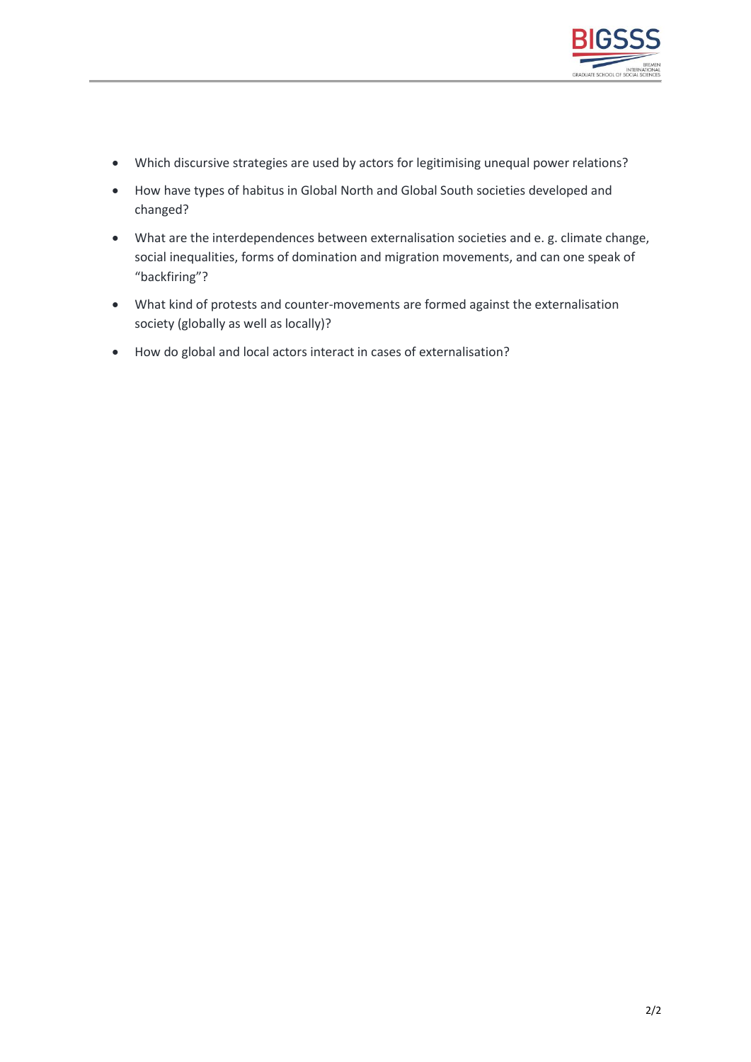- Which discursive strategies are used by actors for legitimising unequal power relations?
- How have types of habitus in Global North and Global South societies developed and changed?
- What are the interdependences between externalisation societies and e. g. climate change, social inequalities, forms of domination and migration movements, and can one speak of "backfiring"?
- What kind of protests and counter-movements are formed against the externalisation society (globally as well as locally)?
- How do global and local actors interact in cases of externalisation?